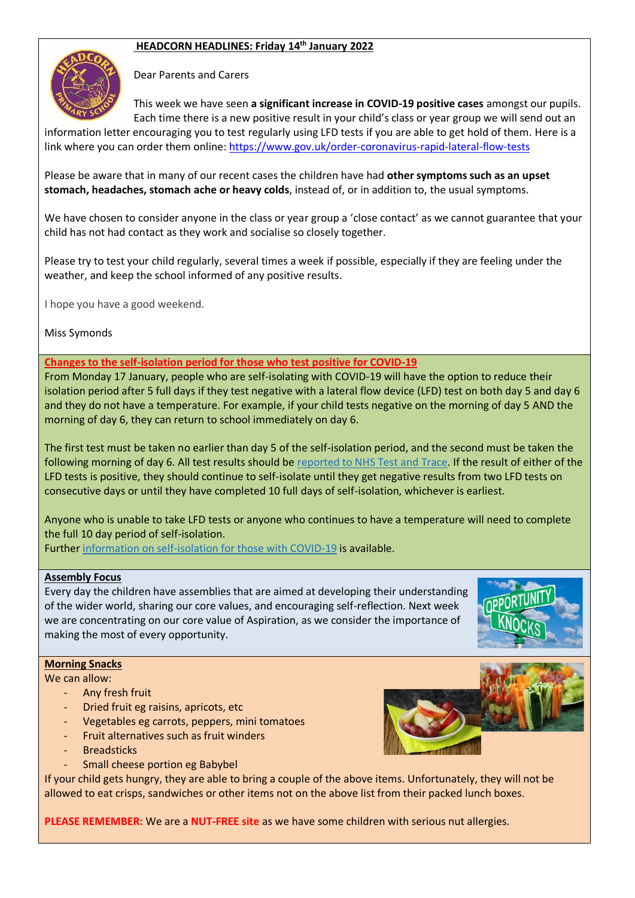# HEADCORN HEADLINES: Friday 14th January 2022

Dear Parents and Carers

This week we have seen **a significant increase in COVID-19 positive cases** amongst our pupils. Each time there is a new positive result in your child's class or year group we will send out an information letter encouraging you to test regularly using LFD tests if you are able to get hold of them. Here is a link where you can order them online: https://www.gov.uk/order-coronavirus-rapid-lateral-flow-tests

Please be aware that in many of our recent cases the children have had **other symptoms such as an upset stomach, headaches, stomach ache or heavy colds**, instead of, or in addition to, the usual symptoms.

We have chosen to consider anyone in the class or year group a 'close contact' as we cannot guarantee that your child has not had contact as they work and socialise so closely together.

Please try to test your child regularly, several times a week if possible, especially if they are feeling under the weather, and keep the school informed of any positive results.

I hope you have a good weekend.

Miss Symonds

## Changes to the self-isolation period for those who test positive for COVID-19

From Monday 17 January, people who are self-isolating with COVID-19 will have the option to reduce their isolation period after 5 full days if they test negative with a lateral flow device (LFD) test on both day 5 and day 6 and they do not have a temperature. For example, if your child tests negative on the morning of day 5 AND the morning of day 6, they can return to school immediately on day 6.

The first test must be taken no earlier than day 5 of the self-isolation period, and the second must be taken the following morning of day 6. All test results should be reported to NHS Test and Trace. If the result of either of the LFD tests is positive, they should continue to self-isolate until they get negative results from two LFD tests on consecutive days or until they have completed 10 full days of self-isolation, whichever is earliest.

Anyone who is unable to take LFD tests or anyone who continues to have a temperature will need to complete the full 10 day period of self-isolation.
Further information on self-isolation for those with COVID-19 is available.

## Assembly Focus

Every day the children have assemblies that are aimed at developing their understanding of the wider world, sharing our core values, and encouraging self-reflection. Next week we are concentrating on our core value of Aspiration, as we consider the importance of making the most of every opportunity.

## Morning Snacks

We can allow:

- Any fresh fruit
- Dried fruit eg raisins, apricots, etc
- Vegetables eg carrots, peppers, mini tomatoes
- Fruit alternatives such as fruit winders
- Breadsticks
- Small cheese portion eg Babybel

If your child gets hungry, they are able to bring a couple of the above items. Unfortunately, they will not be allowed to eat crisps, sandwiches or other items not on the above list from their packed lunch boxes.

**PLEASE REMEMBER:** We are a **NUT-FREE site** as we have some children with serious nut allergies.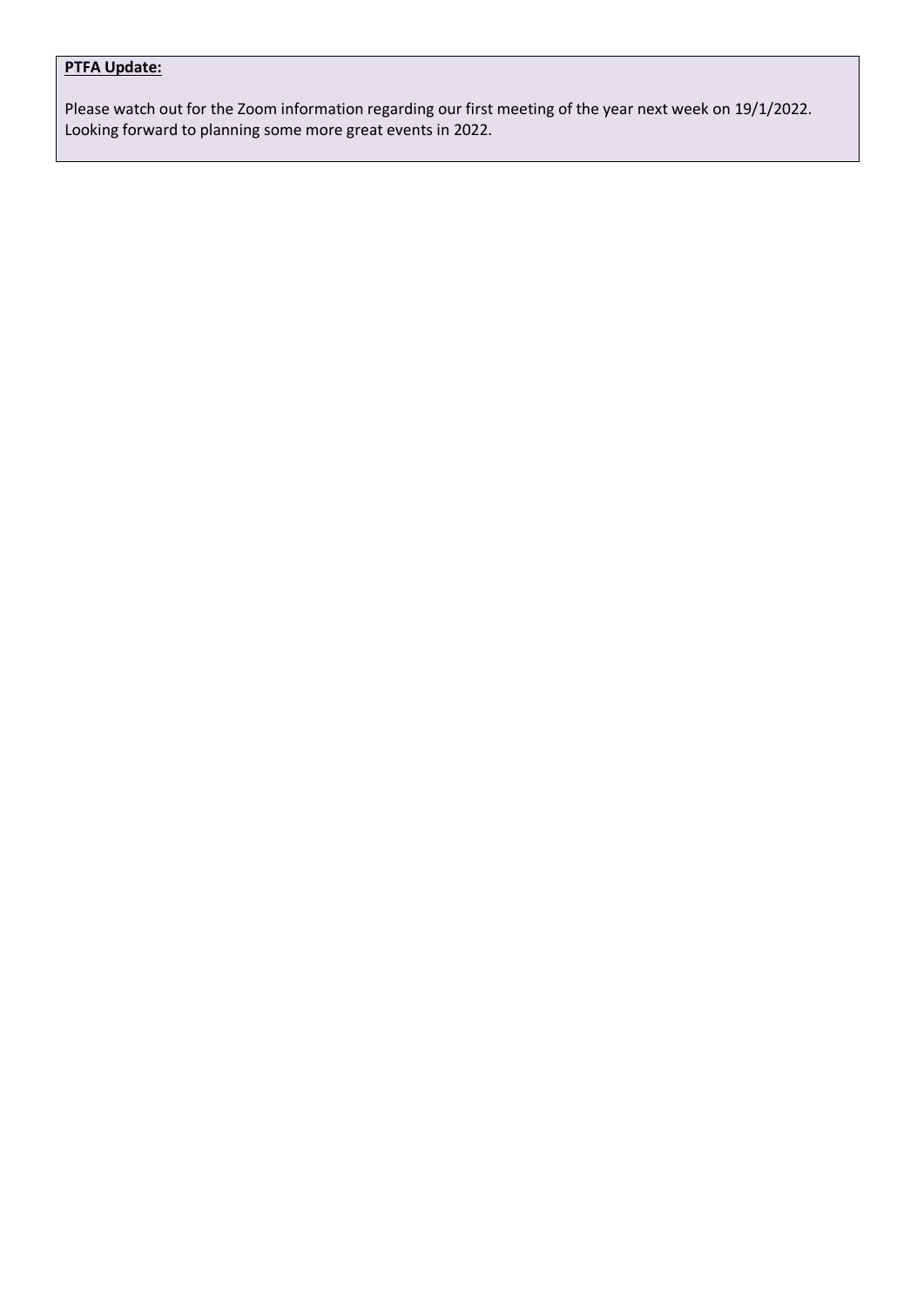**PTFA Update:**

Please watch out for the Zoom information regarding our first meeting of the year next week on 19/1/2022. Looking forward to planning some more great events in 2022.